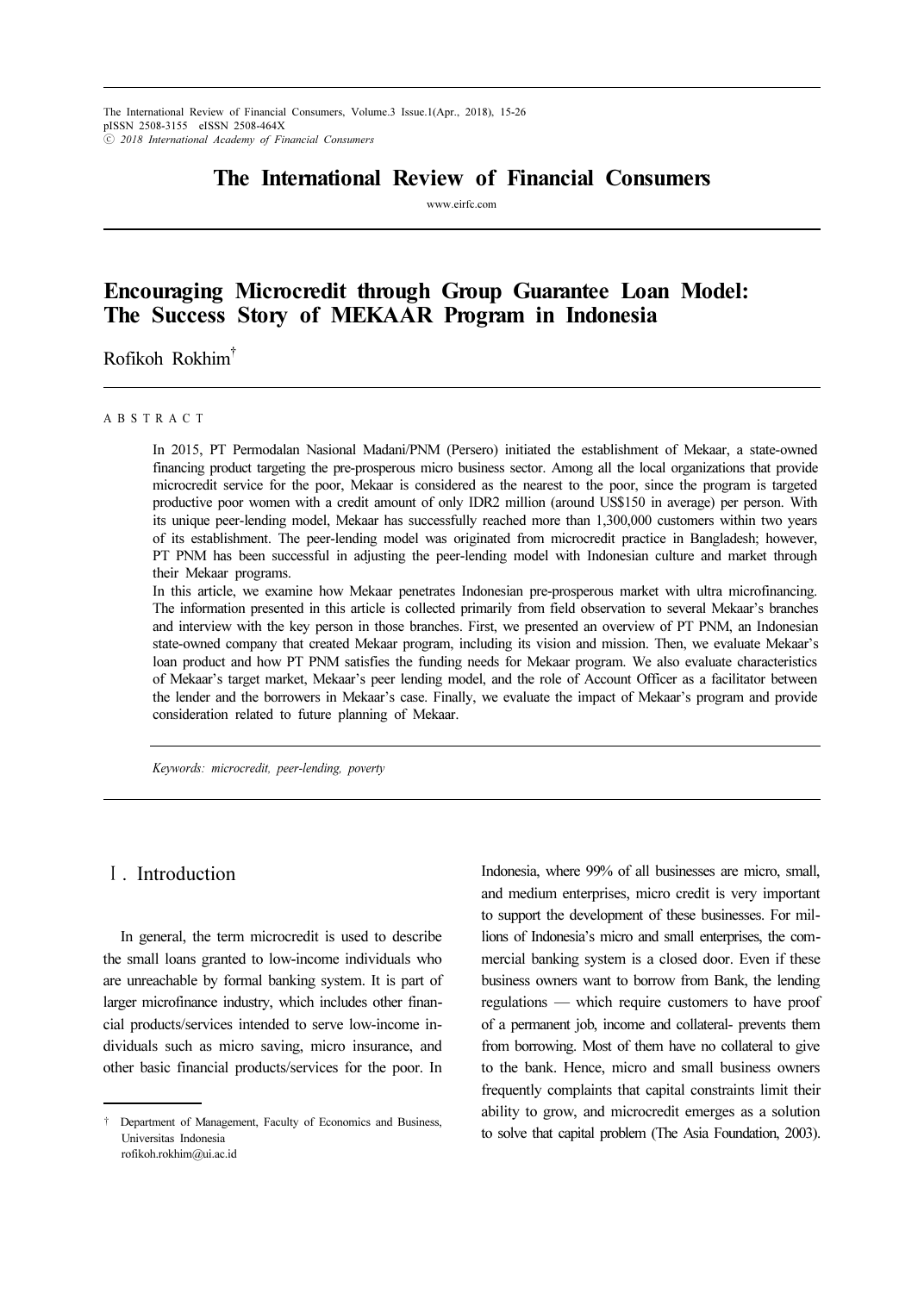# Encouraging Microcredit through Group Guarantee Loan Model: The Success Story of MEKAAR Program in Indonesia

Rofikoh Rokhim[†]

A B S T R A C T

In 2015, PT Permodalan Nasional Madani/PNM (Persero) initiated the establishment of Mekaar, a state-owned financing product targeting the pre-prosperous micro business sector. Among all the local organizations that provide microcredit service for the poor, Mekaar is considered as the nearest to the poor, since the program is targeted productive poor women with a credit amount of only IDR2 million (around US$150 in average) per person. With its unique peer-lending model, Mekaar has successfully reached more than 1,300,000 customers within two years of its establishment. The peer-lending model was originated from microcredit practice in Bangladesh; however, PT PNM has been successful in adjusting the peer-lending model with Indonesian culture and market through their Mekaar programs.

In this article, we examine how Mekaar penetrates Indonesian pre-prosperous market with ultra microfinancing. The information presented in this article is collected primarily from field observation to several Mekaar's branches and interview with the key person in those branches. First, we presented an overview of PT PNM, an Indonesian state-owned company that created Mekaar program, including its vision and mission. Then, we evaluate Mekaar's loan product and how PT PNM satisfies the funding needs for Mekaar program. We also evaluate characteristics of Mekaar's target market, Mekaar's peer lending model, and the role of Account Officer as a facilitator between the lender and the borrowers in Mekaar's case. Finally, we evaluate the impact of Mekaar's program and provide consideration related to future planning of Mekaar.

*Keywords: microcredit, peer-lending, poverty*

## Ⅰ. Introduction

In general, the term microcredit is used to describe the small loans granted to low-income individuals who are unreachable by formal banking system. It is part of larger microfinance industry, which includes other financial products/services intended to serve low-income individuals such as micro saving, micro insurance, and other basic financial products/services for the poor. In Indonesia, where 99% of all businesses are micro, small, and medium enterprises, micro credit is very important to support the development of these businesses. For millions of Indonesia's micro and small enterprises, the commercial banking system is a closed door. Even if these business owners want to borrow from Bank, the lending regulations — which require customers to have proof of a permanent job, income and collateral- prevents them from borrowing. Most of them have no collateral to give to the bank. Hence, micro and small business owners frequently complaints that capital constraints limit their ability to grow, and microcredit emerges as a solution to solve that capital problem (The Asia Foundation, 2003).

[†] Department of Management, Faculty of Economics and Business, Universitas Indonesia
rofikoh.rokhim@ui.ac.id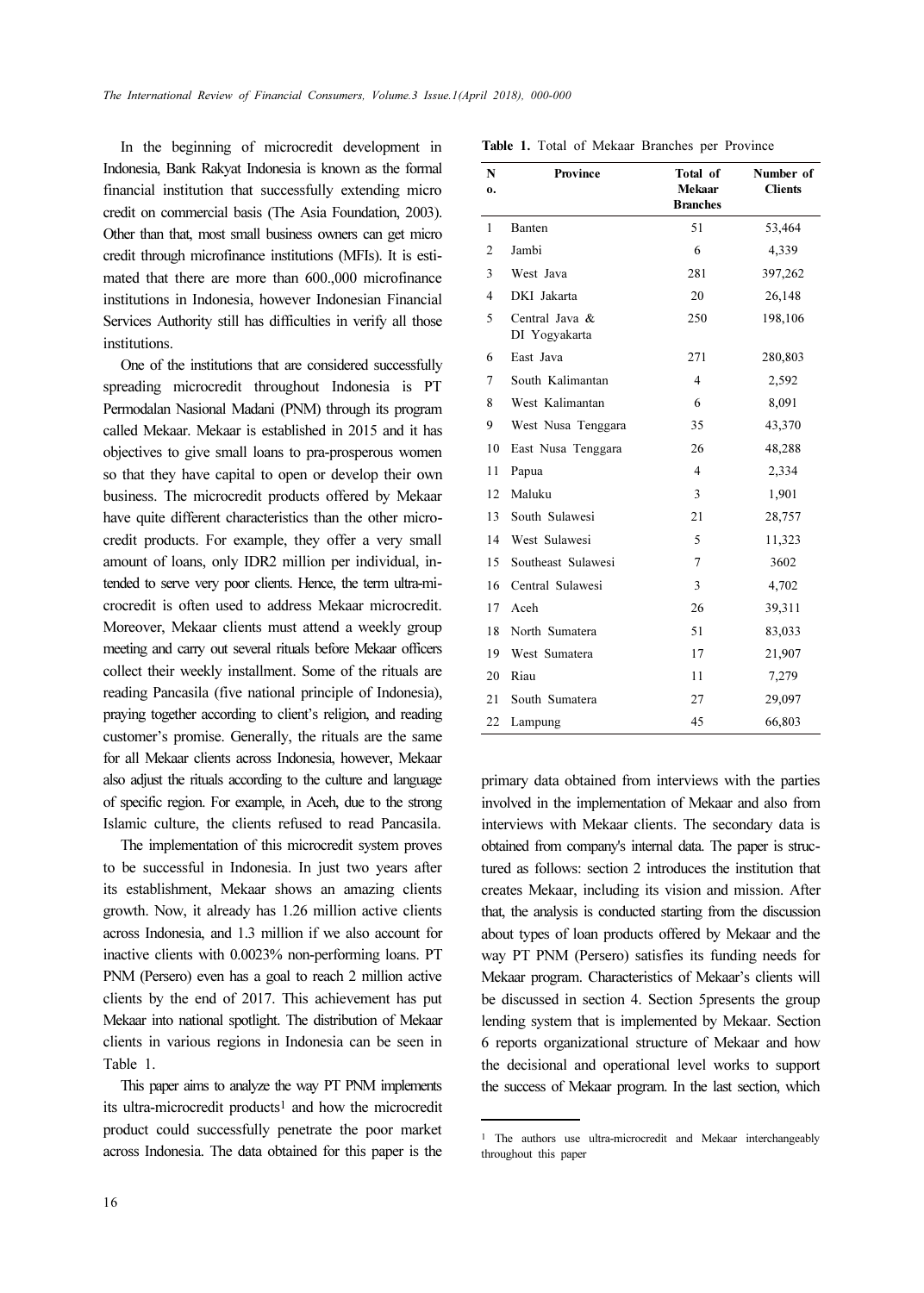In the beginning of microcredit development in Indonesia, Bank Rakyat Indonesia is known as the formal financial institution that successfully extending micro credit on commercial basis (The Asia Foundation, 2003). Other than that, most small business owners can get micro credit through microfinance institutions (MFIs). It is estimated that there are more than 600.,000 microfinance institutions in Indonesia, however Indonesian Financial Services Authority still has difficulties in verify all those institutions.

One of the institutions that are considered successfully spreading microcredit throughout Indonesia is PT Permodalan Nasional Madani (PNM) through its program called Mekaar. Mekaar is established in 2015 and it has objectives to give small loans to pra-prosperous women so that they have capital to open or develop their own business. The microcredit products offered by Mekaar have quite different characteristics than the other microcredit products. For example, they offer a very small amount of loans, only IDR2 million per individual, intended to serve very poor clients. Hence, the term ultra-microcredit is often used to address Mekaar microcredit. Moreover, Mekaar clients must attend a weekly group meeting and carry out several rituals before Mekaar officers collect their weekly installment. Some of the rituals are reading Pancasila (five national principle of Indonesia), praying together according to client's religion, and reading customer's promise. Generally, the rituals are the same for all Mekaar clients across Indonesia, however, Mekaar also adjust the rituals according to the culture and language of specific region. For example, in Aceh, due to the strong Islamic culture, the clients refused to read Pancasila.

The implementation of this microcredit system proves to be successful in Indonesia. In just two years after its establishment, Mekaar shows an amazing clients growth. Now, it already has 1.26 million active clients across Indonesia, and 1.3 million if we also account for inactive clients with 0.0023% non-performing loans. PT PNM (Persero) even has a goal to reach 2 million active clients by the end of 2017. This achievement has put Mekaar into national spotlight. The distribution of Mekaar clients in various regions in Indonesia can be seen in Table 1.

This paper aims to analyze the way PT PNM implements its ultra-microcredit products[1] and how the microcredit product could successfully penetrate the poor market across Indonesia. The data obtained for this paper is the primary data obtained from interviews with the parties involved in the implementation of Mekaar and also from interviews with Mekaar clients. The secondary data is obtained from company's internal data. The paper is structured as follows: section 2 introduces the institution that creates Mekaar, including its vision and mission. After that, the analysis is conducted starting from the discussion about types of loan products offered by Mekaar and the way PT PNM (Persero) satisfies its funding needs for Mekaar program. Characteristics of Mekaar's clients will be discussed in section 4. Section 5presents the group lending system that is implemented by Mekaar. Section 6 reports organizational structure of Mekaar and how the decisional and operational level works to support the success of Mekaar program. In the last section, which

**Table 1.** Total of Mekaar Branches per Province

| No. | Province | Total of Mekaar Branches | Number of Clients |
|---|---|---|---|
| 1 | Banten | 51 | 53,464 |
| 2 | Jambi | 6 | 4,339 |
| 3 | West Java | 281 | 397,262 |
| 4 | DKI Jakarta | 20 | 26,148 |
| 5 | Central Java & DI Yogyakarta | 250 | 198,106 |
| 6 | East Java | 271 | 280,803 |
| 7 | South Kalimantan | 4 | 2,592 |
| 8 | West Kalimantan | 6 | 8,091 |
| 9 | West Nusa Tenggara | 35 | 43,370 |
| 10 | East Nusa Tenggara | 26 | 48,288 |
| 11 | Papua | 4 | 2,334 |
| 12 | Maluku | 3 | 1,901 |
| 13 | South Sulawesi | 21 | 28,757 |
| 14 | West Sulawesi | 5 | 11,323 |
| 15 | Southeast Sulawesi | 7 | 3602 |
| 16 | Central Sulawesi | 3 | 4,702 |
| 17 | Aceh | 26 | 39,311 |
| 18 | North Sumatera | 51 | 83,033 |
| 19 | West Sumatera | 17 | 21,907 |
| 20 | Riau | 11 | 7,279 |
| 21 | South Sumatera | 27 | 29,097 |
| 22 | Lampung | 45 | 66,803 |

[1] The authors use ultra-microcredit and Mekaar interchangeably throughout this paper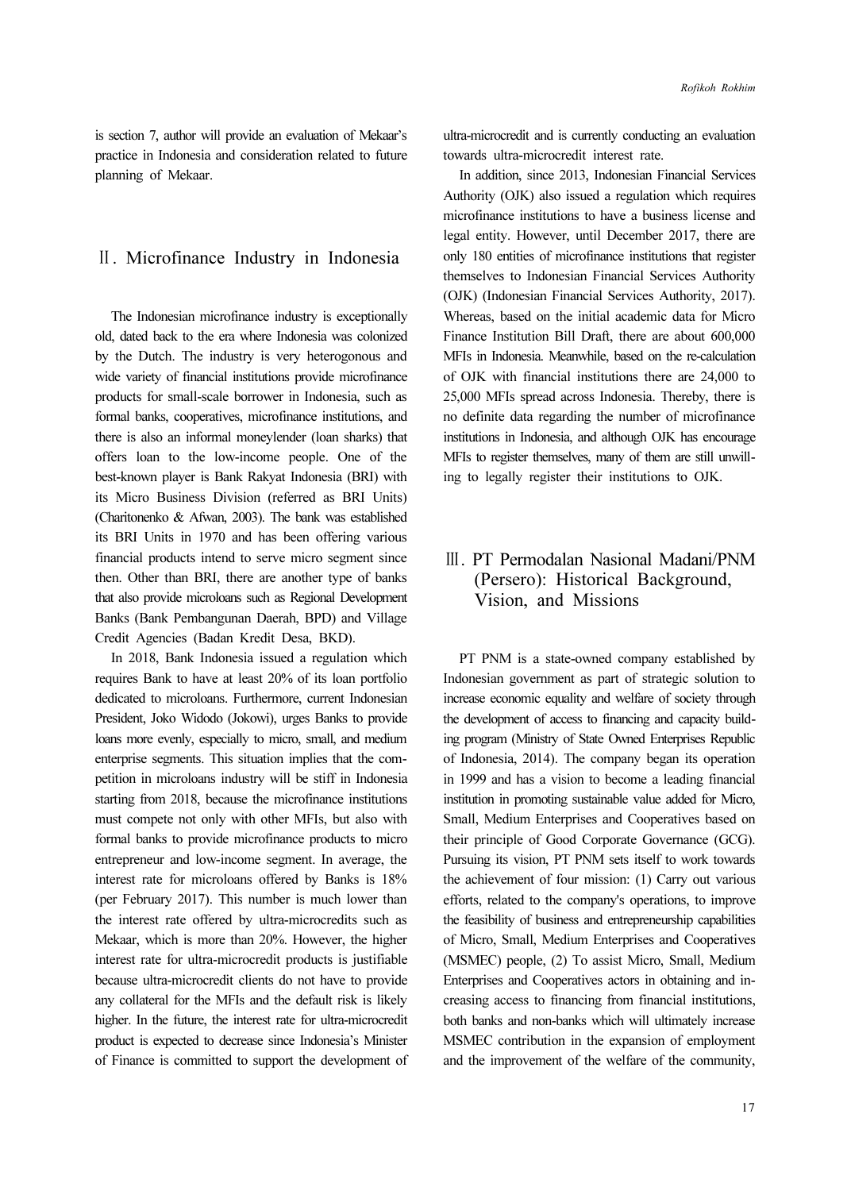is section 7, author will provide an evaluation of Mekaar's practice in Indonesia and consideration related to future planning of Mekaar.

## Ⅱ. Microfinance Industry in Indonesia

The Indonesian microfinance industry is exceptionally old, dated back to the era where Indonesia was colonized by the Dutch. The industry is very heterogonous and wide variety of financial institutions provide microfinance products for small-scale borrower in Indonesia, such as formal banks, cooperatives, microfinance institutions, and there is also an informal moneylender (loan sharks) that offers loan to the low-income people. One of the best-known player is Bank Rakyat Indonesia (BRI) with its Micro Business Division (referred as BRI Units) (Charitonenko & Afwan, 2003). The bank was established its BRI Units in 1970 and has been offering various financial products intend to serve micro segment since then. Other than BRI, there are another type of banks that also provide microloans such as Regional Development Banks (Bank Pembangunan Daerah, BPD) and Village Credit Agencies (Badan Kredit Desa, BKD).

In 2018, Bank Indonesia issued a regulation which requires Bank to have at least 20% of its loan portfolio dedicated to microloans. Furthermore, current Indonesian President, Joko Widodo (Jokowi), urges Banks to provide loans more evenly, especially to micro, small, and medium enterprise segments. This situation implies that the competition in microloans industry will be stiff in Indonesia starting from 2018, because the microfinance institutions must compete not only with other MFIs, but also with formal banks to provide microfinance products to micro entrepreneur and low-income segment. In average, the interest rate for microloans offered by Banks is 18% (per February 2017). This number is much lower than the interest rate offered by ultra-microcredits such as Mekaar, which is more than 20%. However, the higher interest rate for ultra-microcredit products is justifiable because ultra-microcredit clients do not have to provide any collateral for the MFIs and the default risk is likely higher. In the future, the interest rate for ultra-microcredit product is expected to decrease since Indonesia's Minister of Finance is committed to support the development of ultra-microcredit and is currently conducting an evaluation towards ultra-microcredit interest rate.

In addition, since 2013, Indonesian Financial Services Authority (OJK) also issued a regulation which requires microfinance institutions to have a business license and legal entity. However, until December 2017, there are only 180 entities of microfinance institutions that register themselves to Indonesian Financial Services Authority (OJK) (Indonesian Financial Services Authority, 2017). Whereas, based on the initial academic data for Micro Finance Institution Bill Draft, there are about 600,000 MFIs in Indonesia. Meanwhile, based on the re-calculation of OJK with financial institutions there are 24,000 to 25,000 MFIs spread across Indonesia. Thereby, there is no definite data regarding the number of microfinance institutions in Indonesia, and although OJK has encourage MFIs to register themselves, many of them are still unwilling to legally register their institutions to OJK.

## Ⅲ. PT Permodalan Nasional Madani/PNM (Persero): Historical Background, Vision, and Missions

PT PNM is a state-owned company established by Indonesian government as part of strategic solution to increase economic equality and welfare of society through the development of access to financing and capacity building program (Ministry of State Owned Enterprises Republic of Indonesia, 2014). The company began its operation in 1999 and has a vision to become a leading financial institution in promoting sustainable value added for Micro, Small, Medium Enterprises and Cooperatives based on their principle of Good Corporate Governance (GCG). Pursuing its vision, PT PNM sets itself to work towards the achievement of four mission: (1) Carry out various efforts, related to the company's operations, to improve the feasibility of business and entrepreneurship capabilities of Micro, Small, Medium Enterprises and Cooperatives (MSMEC) people, (2) To assist Micro, Small, Medium Enterprises and Cooperatives actors in obtaining and increasing access to financing from financial institutions, both banks and non-banks which will ultimately increase MSMEC contribution in the expansion of employment and the improvement of the welfare of the community,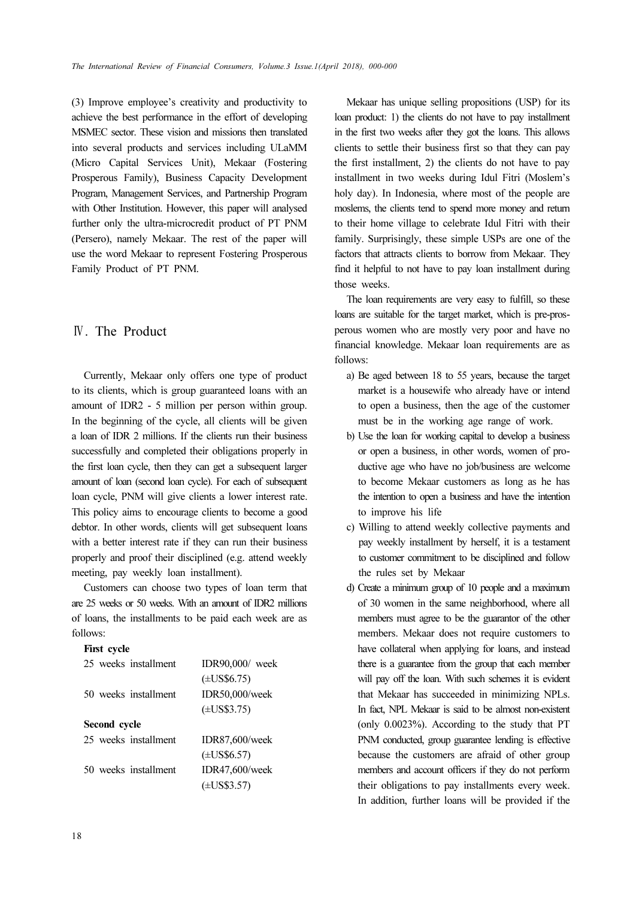(3) Improve employee's creativity and productivity to achieve the best performance in the effort of developing MSMEC sector. These vision and missions then translated into several products and services including ULaMM (Micro Capital Services Unit), Mekaar (Fostering Prosperous Family), Business Capacity Development Program, Management Services, and Partnership Program with Other Institution. However, this paper will analysed further only the ultra-microcredit product of PT PNM (Persero), namely Mekaar. The rest of the paper will use the word Mekaar to represent Fostering Prosperous Family Product of PT PNM.

## Ⅳ. The Product

Currently, Mekaar only offers one type of product to its clients, which is group guaranteed loans with an amount of IDR2 - 5 million per person within group. In the beginning of the cycle, all clients will be given a loan of IDR 2 millions. If the clients run their business successfully and completed their obligations properly in the first loan cycle, then they can get a subsequent larger amount of loan (second loan cycle). For each of subsequent loan cycle, PNM will give clients a lower interest rate. This policy aims to encourage clients to become a good debtor. In other words, clients will get subsequent loans with a better interest rate if they can run their business properly and proof their disciplined (e.g. attend weekly meeting, pay weekly loan installment).

Customers can choose two types of loan term that are 25 weeks or 50 weeks. With an amount of IDR2 millions of loans, the installments to be paid each week are as follows:

**First cycle**

| | |
|---|---|
| 25 weeks installment | IDR90,000/ week (±US$6.75) |
| 50 weeks installment | IDR50,000/week (±US$3.75) |

**Second cycle**

| | |
|---|---|
| 25 weeks installment | IDR87,600/week (±US$6.57) |
| 50 weeks installment | IDR47,600/week (±US$3.57) |

Mekaar has unique selling propositions (USP) for its loan product: 1) the clients do not have to pay installment in the first two weeks after they got the loans. This allows clients to settle their business first so that they can pay the first installment, 2) the clients do not have to pay installment in two weeks during Idul Fitri (Moslem's holy day). In Indonesia, where most of the people are moslems, the clients tend to spend more money and return to their home village to celebrate Idul Fitri with their family. Surprisingly, these simple USPs are one of the factors that attracts clients to borrow from Mekaar. They find it helpful to not have to pay loan installment during those weeks.

The loan requirements are very easy to fulfill, so these loans are suitable for the target market, which is pre-prosperous women who are mostly very poor and have no financial knowledge. Mekaar loan requirements are as follows:

a) Be aged between 18 to 55 years, because the target market is a housewife who already have or intend to open a business, then the age of the customer must be in the working age range of work.
b) Use the loan for working capital to develop a business or open a business, in other words, women of productive age who have no job/business are welcome to become Mekaar customers as long as he has the intention to open a business and have the intention to improve his life
c) Willing to attend weekly collective payments and pay weekly installment by herself, it is a testament to customer commitment to be disciplined and follow the rules set by Mekaar
d) Create a minimum group of 10 people and a maximum of 30 women in the same neighborhood, where all members must agree to be the guarantor of the other members. Mekaar does not require customers to have collateral when applying for loans, and instead there is a guarantee from the group that each member will pay off the loan. With such schemes it is evident that Mekaar has succeeded in minimizing NPLs. In fact, NPL Mekaar is said to be almost non-existent (only 0.0023%). According to the study that PT PNM conducted, group guarantee lending is effective because the customers are afraid of other group members and account officers if they do not perform their obligations to pay installments every week. In addition, further loans will be provided if the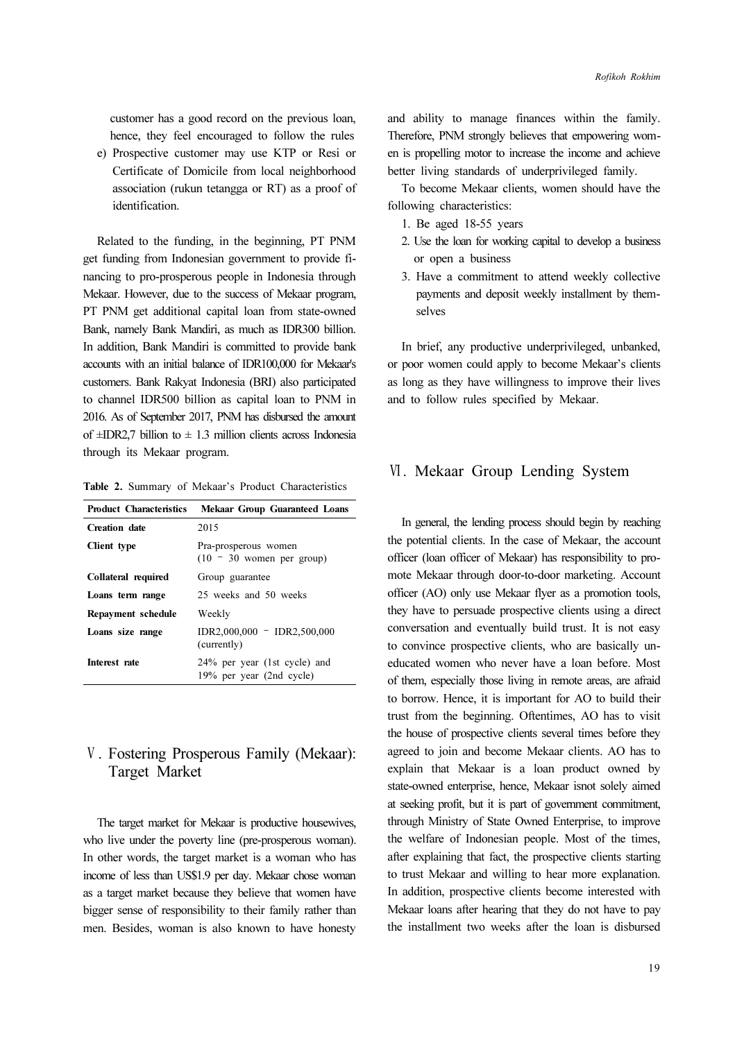customer has a good record on the previous loan, hence, they feel encouraged to follow the rules

e) Prospective customer may use KTP or Resi or Certificate of Domicile from local neighborhood association (rukun tetangga or RT) as a proof of identification.

Related to the funding, in the beginning, PT PNM get funding from Indonesian government to provide financing to pro-prosperous people in Indonesia through Mekaar. However, due to the success of Mekaar program, PT PNM get additional capital loan from state-owned Bank, namely Bank Mandiri, as much as IDR300 billion. In addition, Bank Mandiri is committed to provide bank accounts with an initial balance of IDR100,000 for Mekaar's customers. Bank Rakyat Indonesia (BRI) also participated to channel IDR500 billion as capital loan to PNM in 2016. As of September 2017, PNM has disbursed the amount of ±IDR2,7 billion to ± 1.3 million clients across Indonesia through its Mekaar program.

**Table 2.** Summary of Mekaar's Product Characteristics

| Product Characteristics | Mekaar Group Guaranteed Loans |
|---|---|
| **Creation date** | 2015 |
| **Client type** | Pra-prosperous women (10 – 30 women per group) |
| **Collateral required** | Group guarantee |
| **Loans term range** | 25 weeks and 50 weeks |
| **Repayment schedule** | Weekly |
| **Loans size range** | IDR2,000,000 – IDR2,500,000 (currently) |
| **Interest rate** | 24% per year (1st cycle) and 19% per year (2nd cycle) |

## Ⅴ. Fostering Prosperous Family (Mekaar): Target Market

The target market for Mekaar is productive housewives, who live under the poverty line (pre-prosperous woman). In other words, the target market is a woman who has income of less than US$1.9 per day. Mekaar chose woman as a target market because they believe that women have bigger sense of responsibility to their family rather than men. Besides, woman is also known to have honesty and ability to manage finances within the family. Therefore, PNM strongly believes that empowering women is propelling motor to increase the income and achieve better living standards of underprivileged family.

To become Mekaar clients, women should have the following characteristics:

1. Be aged 18-55 years
2. Use the loan for working capital to develop a business or open a business
3. Have a commitment to attend weekly collective payments and deposit weekly installment by themselves

In brief, any productive underprivileged, unbanked, or poor women could apply to become Mekaar's clients as long as they have willingness to improve their lives and to follow rules specified by Mekaar.

## Ⅵ. Mekaar Group Lending System

In general, the lending process should begin by reaching the potential clients. In the case of Mekaar, the account officer (loan officer of Mekaar) has responsibility to promote Mekaar through door-to-door marketing. Account officer (AO) only use Mekaar flyer as a promotion tools, they have to persuade prospective clients using a direct conversation and eventually build trust. It is not easy to convince prospective clients, who are basically uneducated women who never have a loan before. Most of them, especially those living in remote areas, are afraid to borrow. Hence, it is important for AO to build their trust from the beginning. Oftentimes, AO has to visit the house of prospective clients several times before they agreed to join and become Mekaar clients. AO has to explain that Mekaar is a loan product owned by state-owned enterprise, hence, Mekaar isnot solely aimed at seeking profit, but it is part of government commitment, through Ministry of State Owned Enterprise, to improve the welfare of Indonesian people. Most of the times, after explaining that fact, the prospective clients starting to trust Mekaar and willing to hear more explanation. In addition, prospective clients become interested with Mekaar loans after hearing that they do not have to pay the installment two weeks after the loan is disbursed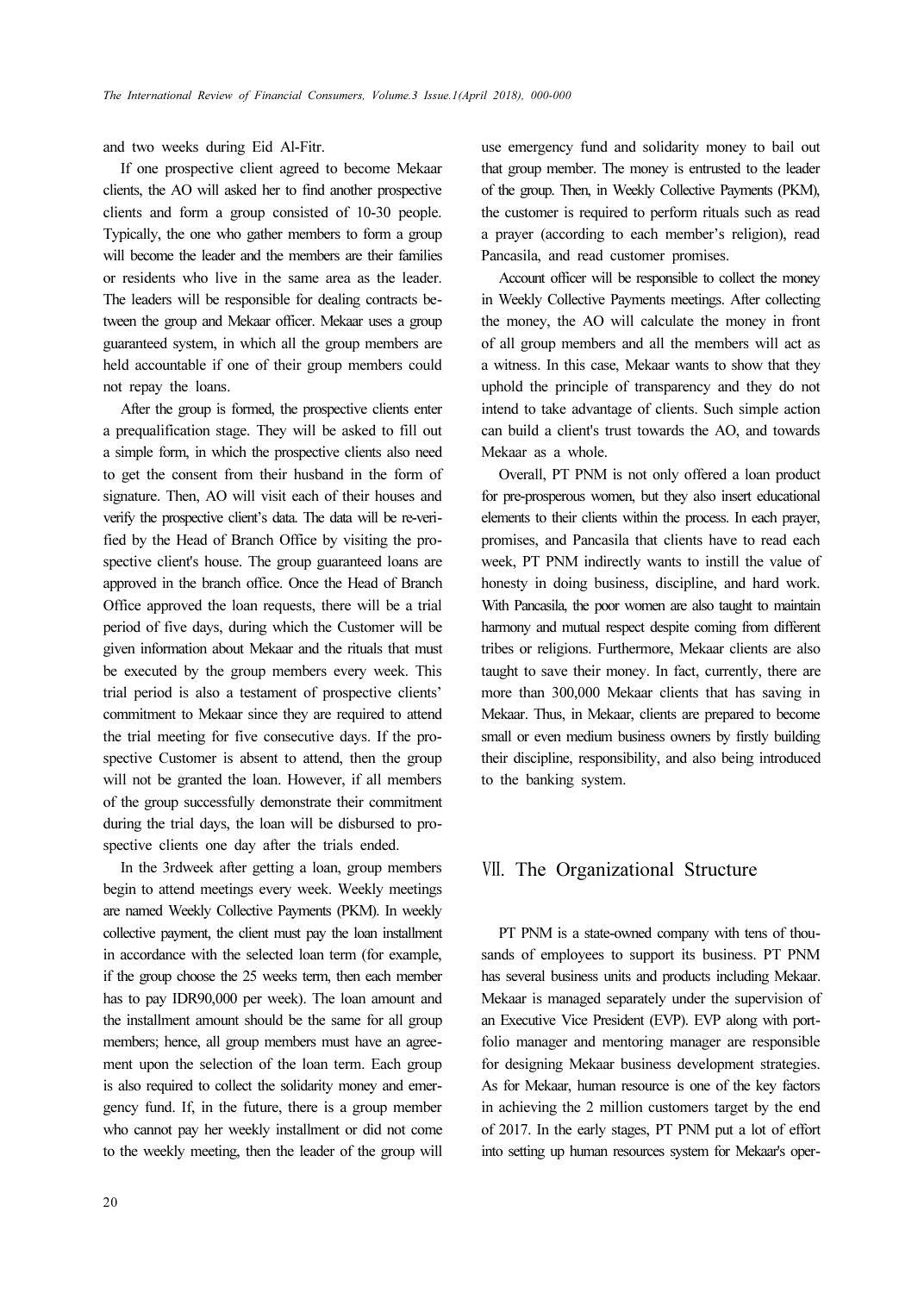and two weeks during Eid Al-Fitr.

If one prospective client agreed to become Mekaar clients, the AO will asked her to find another prospective clients and form a group consisted of 10-30 people. Typically, the one who gather members to form a group will become the leader and the members are their families or residents who live in the same area as the leader. The leaders will be responsible for dealing contracts between the group and Mekaar officer. Mekaar uses a group guaranteed system, in which all the group members are held accountable if one of their group members could not repay the loans.

After the group is formed, the prospective clients enter a prequalification stage. They will be asked to fill out a simple form, in which the prospective clients also need to get the consent from their husband in the form of signature. Then, AO will visit each of their houses and verify the prospective client's data. The data will be re-verified by the Head of Branch Office by visiting the prospective client's house. The group guaranteed loans are approved in the branch office. Once the Head of Branch Office approved the loan requests, there will be a trial period of five days, during which the Customer will be given information about Mekaar and the rituals that must be executed by the group members every week. This trial period is also a testament of prospective clients' commitment to Mekaar since they are required to attend the trial meeting for five consecutive days. If the prospective Customer is absent to attend, then the group will not be granted the loan. However, if all members of the group successfully demonstrate their commitment during the trial days, the loan will be disbursed to prospective clients one day after the trials ended.

In the 3rdweek after getting a loan, group members begin to attend meetings every week. Weekly meetings are named Weekly Collective Payments (PKM). In weekly collective payment, the client must pay the loan installment in accordance with the selected loan term (for example, if the group choose the 25 weeks term, then each member has to pay IDR90,000 per week). The loan amount and the installment amount should be the same for all group members; hence, all group members must have an agreement upon the selection of the loan term. Each group is also required to collect the solidarity money and emergency fund. If, in the future, there is a group member who cannot pay her weekly installment or did not come to the weekly meeting, then the leader of the group will use emergency fund and solidarity money to bail out that group member. The money is entrusted to the leader of the group. Then, in Weekly Collective Payments (PKM), the customer is required to perform rituals such as read a prayer (according to each member's religion), read Pancasila, and read customer promises.

Account officer will be responsible to collect the money in Weekly Collective Payments meetings. After collecting the money, the AO will calculate the money in front of all group members and all the members will act as a witness. In this case, Mekaar wants to show that they uphold the principle of transparency and they do not intend to take advantage of clients. Such simple action can build a client's trust towards the AO, and towards Mekaar as a whole.

Overall, PT PNM is not only offered a loan product for pre-prosperous women, but they also insert educational elements to their clients within the process. In each prayer, promises, and Pancasila that clients have to read each week, PT PNM indirectly wants to instill the value of honesty in doing business, discipline, and hard work. With Pancasila, the poor women are also taught to maintain harmony and mutual respect despite coming from different tribes or religions. Furthermore, Mekaar clients are also taught to save their money. In fact, currently, there are more than 300,000 Mekaar clients that has saving in Mekaar. Thus, in Mekaar, clients are prepared to become small or even medium business owners by firstly building their discipline, responsibility, and also being introduced to the banking system.

## Ⅶ. The Organizational Structure

PT PNM is a state-owned company with tens of thousands of employees to support its business. PT PNM has several business units and products including Mekaar. Mekaar is managed separately under the supervision of an Executive Vice President (EVP). EVP along with portfolio manager and mentoring manager are responsible for designing Mekaar business development strategies. As for Mekaar, human resource is one of the key factors in achieving the 2 million customers target by the end of 2017. In the early stages, PT PNM put a lot of effort into setting up human resources system for Mekaar's oper-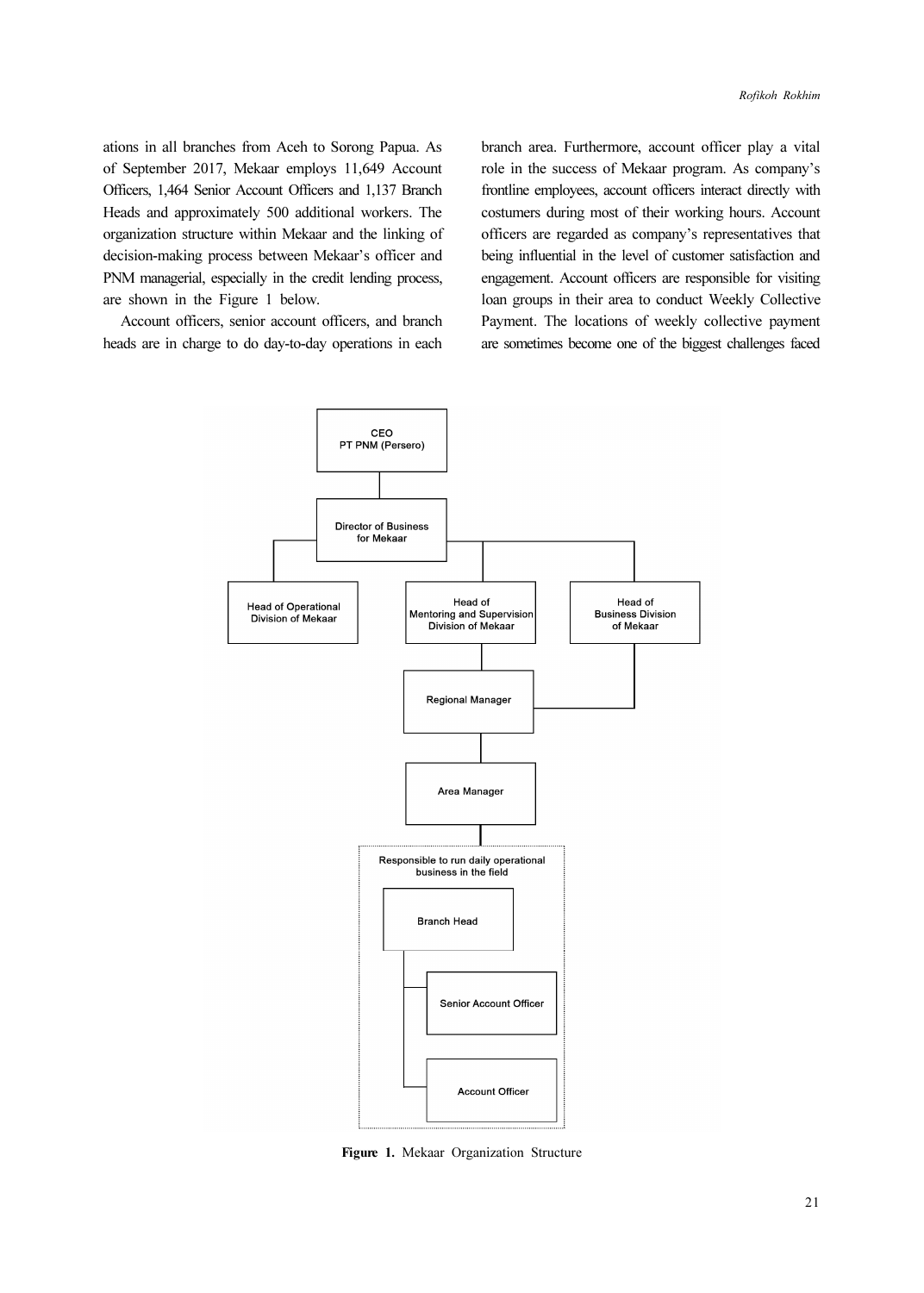ations in all branches from Aceh to Sorong Papua. As of September 2017, Mekaar employs 11,649 Account Officers, 1,464 Senior Account Officers and 1,137 Branch Heads and approximately 500 additional workers. The organization structure within Mekaar and the linking of decision-making process between Mekaar's officer and PNM managerial, especially in the credit lending process, are shown in the Figure 1 below.

Account officers, senior account officers, and branch heads are in charge to do day-to-day operations in each branch area. Furthermore, account officer play a vital role in the success of Mekaar program. As company's frontline employees, account officers interact directly with costumers during most of their working hours. Account officers are regarded as company's representatives that being influential in the level of customer satisfaction and engagement. Account officers are responsible for visiting loan groups in their area to conduct Weekly Collective Payment. The locations of weekly collective payment are sometimes become one of the biggest challenges faced

CEO
PT PNM (Persero)

Director of Business for Mekaar

Head of Operational Division of Mekaar

Head of Mentoring and Supervision Division of Mekaar

Head of Business Division of Mekaar

Regional Manager

Area Manager

Responsible to run daily operational business in the field

Branch Head

Senior Account Officer

Account Officer

**Figure 1.** Mekaar Organization Structure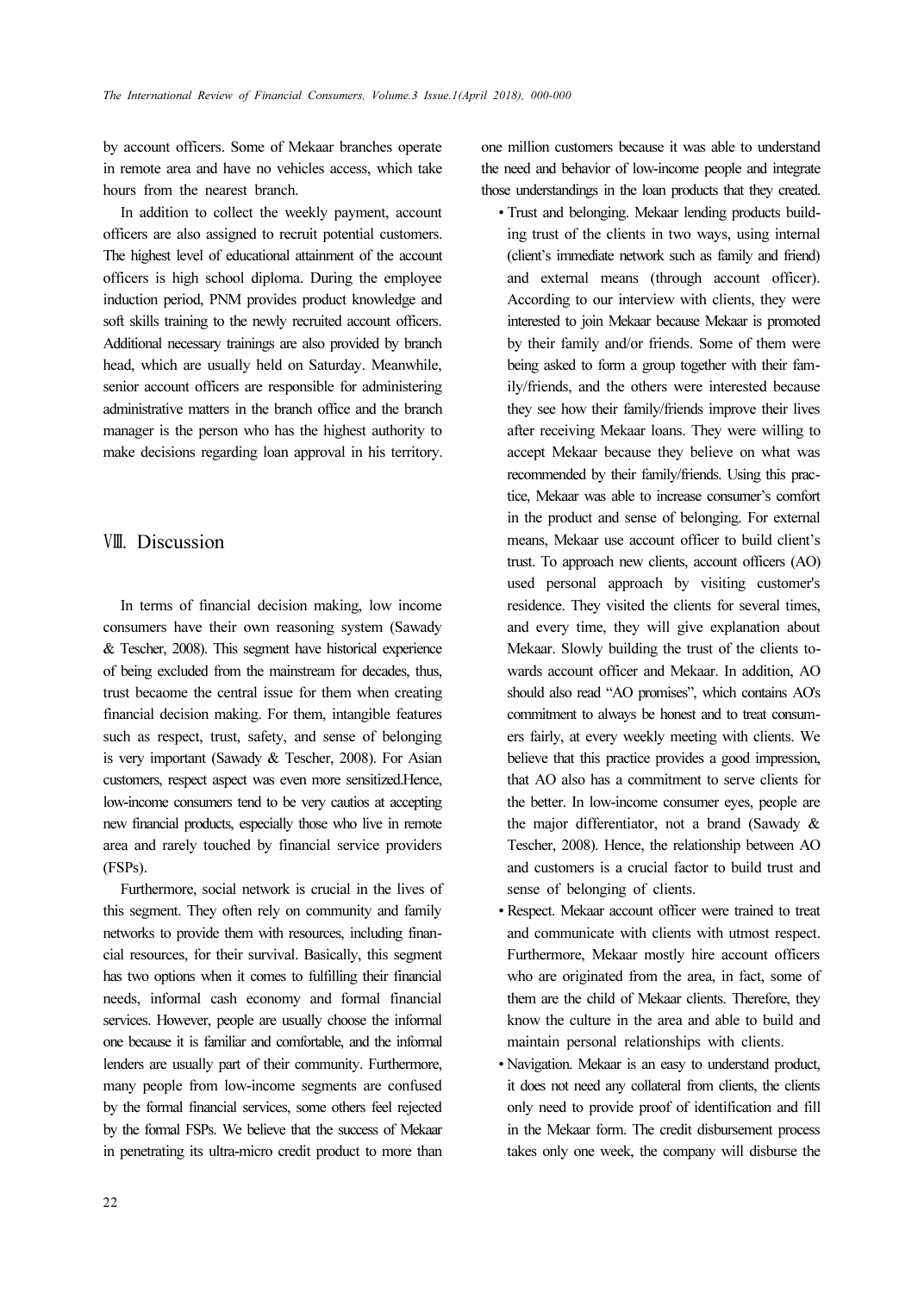by account officers. Some of Mekaar branches operate in remote area and have no vehicles access, which take hours from the nearest branch.

In addition to collect the weekly payment, account officers are also assigned to recruit potential customers. The highest level of educational attainment of the account officers is high school diploma. During the employee induction period, PNM provides product knowledge and soft skills training to the newly recruited account officers. Additional necessary trainings are also provided by branch head, which are usually held on Saturday. Meanwhile, senior account officers are responsible for administering administrative matters in the branch office and the branch manager is the person who has the highest authority to make decisions regarding loan approval in his territory.

## Ⅷ. Discussion

In terms of financial decision making, low income consumers have their own reasoning system (Sawady & Tescher, 2008). This segment have historical experience of being excluded from the mainstream for decades, thus, trust becaome the central issue for them when creating financial decision making. For them, intangible features such as respect, trust, safety, and sense of belonging is very important (Sawady & Tescher, 2008). For Asian customers, respect aspect was even more sensitized.Hence, low-income consumers tend to be very cautios at accepting new financial products, especially those who live in remote area and rarely touched by financial service providers (FSPs).

Furthermore, social network is crucial in the lives of this segment. They often rely on community and family networks to provide them with resources, including financial resources, for their survival. Basically, this segment has two options when it comes to fulfilling their financial needs, informal cash economy and formal financial services. However, people are usually choose the informal one because it is familiar and comfortable, and the informal lenders are usually part of their community. Furthermore, many people from low-income segments are confused by the formal financial services, some others feel rejected by the formal FSPs. We believe that the success of Mekaar in penetrating its ultra-micro credit product to more than one million customers because it was able to understand the need and behavior of low-income people and integrate those understandings in the loan products that they created.

- Trust and belonging. Mekaar lending products building trust of the clients in two ways, using internal (client's immediate network such as family and friend) and external means (through account officer). According to our interview with clients, they were interested to join Mekaar because Mekaar is promoted by their family and/or friends. Some of them were being asked to form a group together with their family/friends, and the others were interested because they see how their family/friends improve their lives after receiving Mekaar loans. They were willing to accept Mekaar because they believe on what was recommended by their family/friends. Using this practice, Mekaar was able to increase consumer's comfort in the product and sense of belonging. For external means, Mekaar use account officer to build client's trust. To approach new clients, account officers (AO) used personal approach by visiting customer's residence. They visited the clients for several times, and every time, they will give explanation about Mekaar. Slowly building the trust of the clients towards account officer and Mekaar. In addition, AO should also read "AO promises", which contains AO's commitment to always be honest and to treat consumers fairly, at every weekly meeting with clients. We believe that this practice provides a good impression, that AO also has a commitment to serve clients for the better. In low-income consumer eyes, people are the major differentiator, not a brand (Sawady & Tescher, 2008). Hence, the relationship between AO and customers is a crucial factor to build trust and sense of belonging of clients.
- Respect. Mekaar account officer were trained to treat and communicate with clients with utmost respect. Furthermore, Mekaar mostly hire account officers who are originated from the area, in fact, some of them are the child of Mekaar clients. Therefore, they know the culture in the area and able to build and maintain personal relationships with clients.
- Navigation. Mekaar is an easy to understand product, it does not need any collateral from clients, the clients only need to provide proof of identification and fill in the Mekaar form. The credit disbursement process takes only one week, the company will disburse the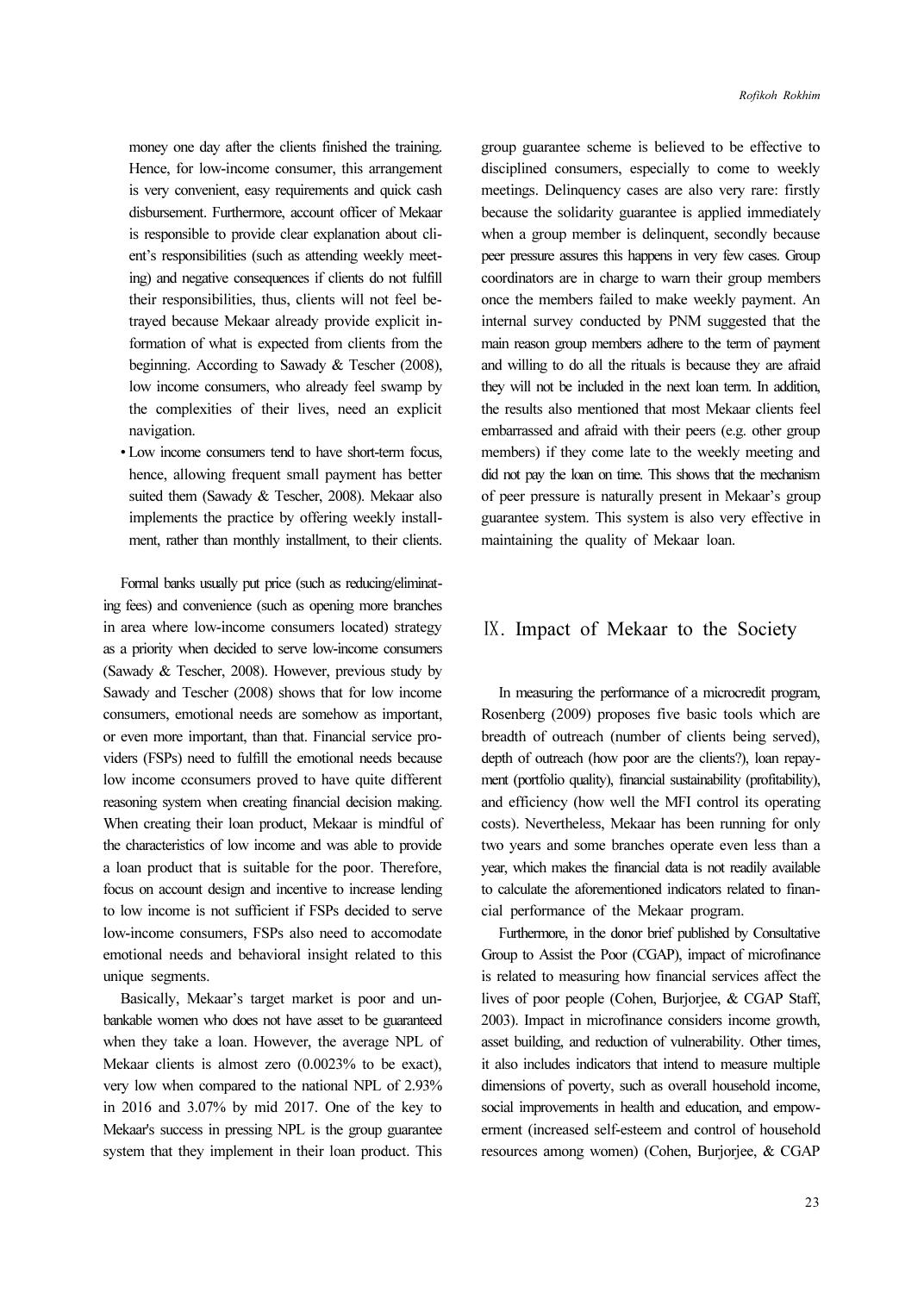money one day after the clients finished the training. Hence, for low-income consumer, this arrangement is very convenient, easy requirements and quick cash disbursement. Furthermore, account officer of Mekaar is responsible to provide clear explanation about client's responsibilities (such as attending weekly meeting) and negative consequences if clients do not fulfill their responsibilities, thus, clients will not feel betrayed because Mekaar already provide explicit information of what is expected from clients from the beginning. According to Sawady & Tescher (2008), low income consumers, who already feel swamp by the complexities of their lives, need an explicit navigation.

- Low income consumers tend to have short-term focus, hence, allowing frequent small payment has better suited them (Sawady & Tescher, 2008). Mekaar also implements the practice by offering weekly installment, rather than monthly installment, to their clients.

Formal banks usually put price (such as reducing/eliminating fees) and convenience (such as opening more branches in area where low-income consumers located) strategy as a priority when decided to serve low-income consumers (Sawady & Tescher, 2008). However, previous study by Sawady and Tescher (2008) shows that for low income consumers, emotional needs are somehow as important, or even more important, than that. Financial service providers (FSPs) need to fulfill the emotional needs because low income cconsumers proved to have quite different reasoning system when creating financial decision making. When creating their loan product, Mekaar is mindful of the characteristics of low income and was able to provide a loan product that is suitable for the poor. Therefore, focus on account design and incentive to increase lending to low income is not sufficient if FSPs decided to serve low-income consumers, FSPs also need to accomodate emotional needs and behavioral insight related to this unique segments.

Basically, Mekaar's target market is poor and unbankable women who does not have asset to be guaranteed when they take a loan. However, the average NPL of Mekaar clients is almost zero (0.0023% to be exact), very low when compared to the national NPL of 2.93% in 2016 and 3.07% by mid 2017. One of the key to Mekaar's success in pressing NPL is the group guarantee system that they implement in their loan product. This group guarantee scheme is believed to be effective to disciplined consumers, especially to come to weekly meetings. Delinquency cases are also very rare: firstly because the solidarity guarantee is applied immediately when a group member is delinquent, secondly because peer pressure assures this happens in very few cases. Group coordinators are in charge to warn their group members once the members failed to make weekly payment. An internal survey conducted by PNM suggested that the main reason group members adhere to the term of payment and willing to do all the rituals is because they are afraid they will not be included in the next loan term. In addition, the results also mentioned that most Mekaar clients feel embarrassed and afraid with their peers (e.g. other group members) if they come late to the weekly meeting and did not pay the loan on time. This shows that the mechanism of peer pressure is naturally present in Mekaar's group guarantee system. This system is also very effective in maintaining the quality of Mekaar loan.

## Ⅸ. Impact of Mekaar to the Society

In measuring the performance of a microcredit program, Rosenberg (2009) proposes five basic tools which are breadth of outreach (number of clients being served), depth of outreach (how poor are the clients?), loan repayment (portfolio quality), financial sustainability (profitability), and efficiency (how well the MFI control its operating costs). Nevertheless, Mekaar has been running for only two years and some branches operate even less than a year, which makes the financial data is not readily available to calculate the aforementioned indicators related to financial performance of the Mekaar program.

Furthermore, in the donor brief published by Consultative Group to Assist the Poor (CGAP), impact of microfinance is related to measuring how financial services affect the lives of poor people (Cohen, Burjorjee, & CGAP Staff, 2003). Impact in microfinance considers income growth, asset building, and reduction of vulnerability. Other times, it also includes indicators that intend to measure multiple dimensions of poverty, such as overall household income, social improvements in health and education, and empowerment (increased self-esteem and control of household resources among women) (Cohen, Burjorjee, & CGAP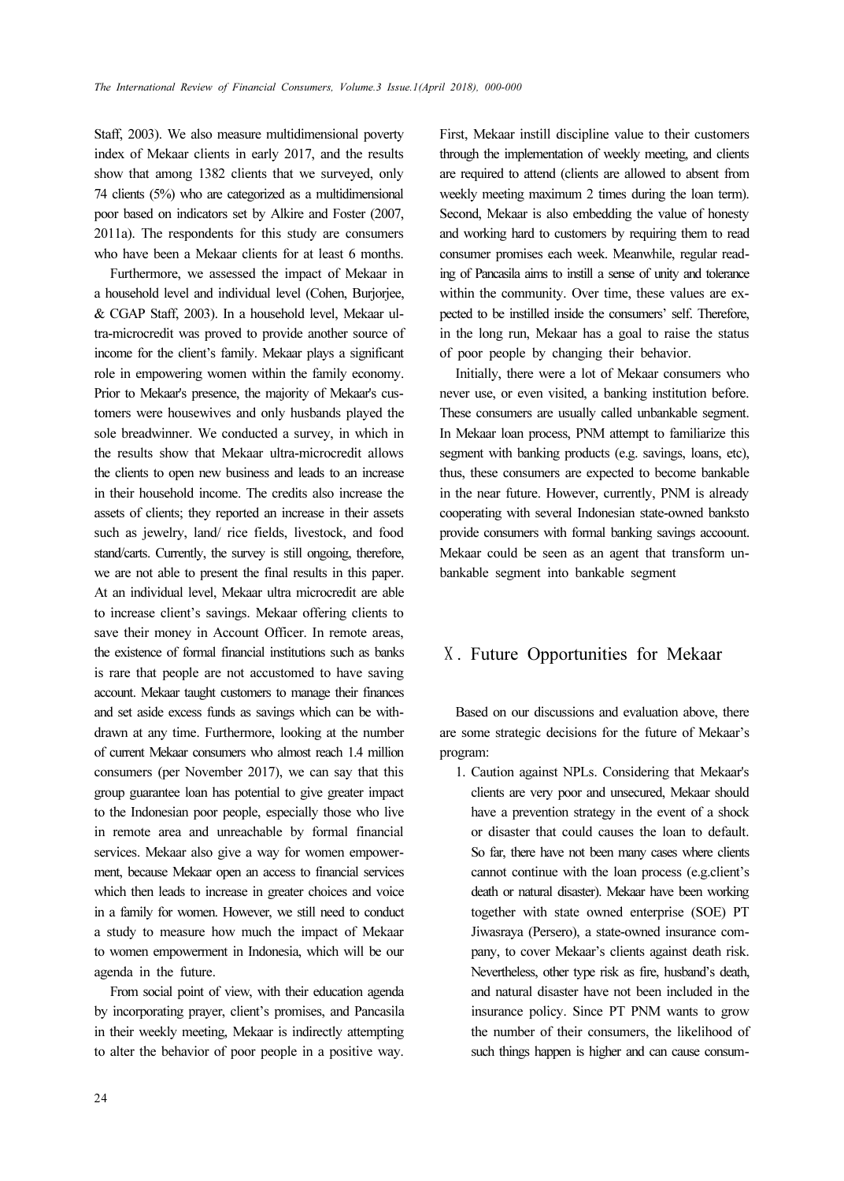Staff, 2003). We also measure multidimensional poverty index of Mekaar clients in early 2017, and the results show that among 1382 clients that we surveyed, only 74 clients (5%) who are categorized as a multidimensional poor based on indicators set by Alkire and Foster (2007, 2011a). The respondents for this study are consumers who have been a Mekaar clients for at least 6 months.

Furthermore, we assessed the impact of Mekaar in a household level and individual level (Cohen, Burjorjee, & CGAP Staff, 2003). In a household level, Mekaar ultra-microcredit was proved to provide another source of income for the client's family. Mekaar plays a significant role in empowering women within the family economy. Prior to Mekaar's presence, the majority of Mekaar's customers were housewives and only husbands played the sole breadwinner. We conducted a survey, in which in the results show that Mekaar ultra-microcredit allows the clients to open new business and leads to an increase in their household income. The credits also increase the assets of clients; they reported an increase in their assets such as jewelry, land/ rice fields, livestock, and food stand/carts. Currently, the survey is still ongoing, therefore, we are not able to present the final results in this paper. At an individual level, Mekaar ultra microcredit are able to increase client's savings. Mekaar offering clients to save their money in Account Officer. In remote areas, the existence of formal financial institutions such as banks is rare that people are not accustomed to have saving account. Mekaar taught customers to manage their finances and set aside excess funds as savings which can be withdrawn at any time. Furthermore, looking at the number of current Mekaar consumers who almost reach 1.4 million consumers (per November 2017), we can say that this group guarantee loan has potential to give greater impact to the Indonesian poor people, especially those who live in remote area and unreachable by formal financial services. Mekaar also give a way for women empowerment, because Mekaar open an access to financial services which then leads to increase in greater choices and voice in a family for women. However, we still need to conduct a study to measure how much the impact of Mekaar to women empowerment in Indonesia, which will be our agenda in the future.

From social point of view, with their education agenda by incorporating prayer, client's promises, and Pancasila in their weekly meeting, Mekaar is indirectly attempting to alter the behavior of poor people in a positive way. First, Mekaar instill discipline value to their customers through the implementation of weekly meeting, and clients are required to attend (clients are allowed to absent from weekly meeting maximum 2 times during the loan term). Second, Mekaar is also embedding the value of honesty and working hard to customers by requiring them to read consumer promises each week. Meanwhile, regular reading of Pancasila aims to instill a sense of unity and tolerance within the community. Over time, these values are expected to be instilled inside the consumers' self. Therefore, in the long run, Mekaar has a goal to raise the status of poor people by changing their behavior.

Initially, there were a lot of Mekaar consumers who never use, or even visited, a banking institution before. These consumers are usually called unbankable segment. In Mekaar loan process, PNM attempt to familiarize this segment with banking products (e.g. savings, loans, etc), thus, these consumers are expected to become bankable in the near future. However, currently, PNM is already cooperating with several Indonesian state-owned banksto provide consumers with formal banking savings accoount. Mekaar could be seen as an agent that transform unbankable segment into bankable segment

## Ⅹ. Future Opportunities for Mekaar

Based on our discussions and evaluation above, there are some strategic decisions for the future of Mekaar's program:

1. Caution against NPLs. Considering that Mekaar's clients are very poor and unsecured, Mekaar should have a prevention strategy in the event of a shock or disaster that could causes the loan to default. So far, there have not been many cases where clients cannot continue with the loan process (e.g.client's death or natural disaster). Mekaar have been working together with state owned enterprise (SOE) PT Jiwasraya (Persero), a state-owned insurance company, to cover Mekaar's clients against death risk. Nevertheless, other type risk as fire, husband's death, and natural disaster have not been included in the insurance policy. Since PT PNM wants to grow the number of their consumers, the likelihood of such things happen is higher and can cause consum-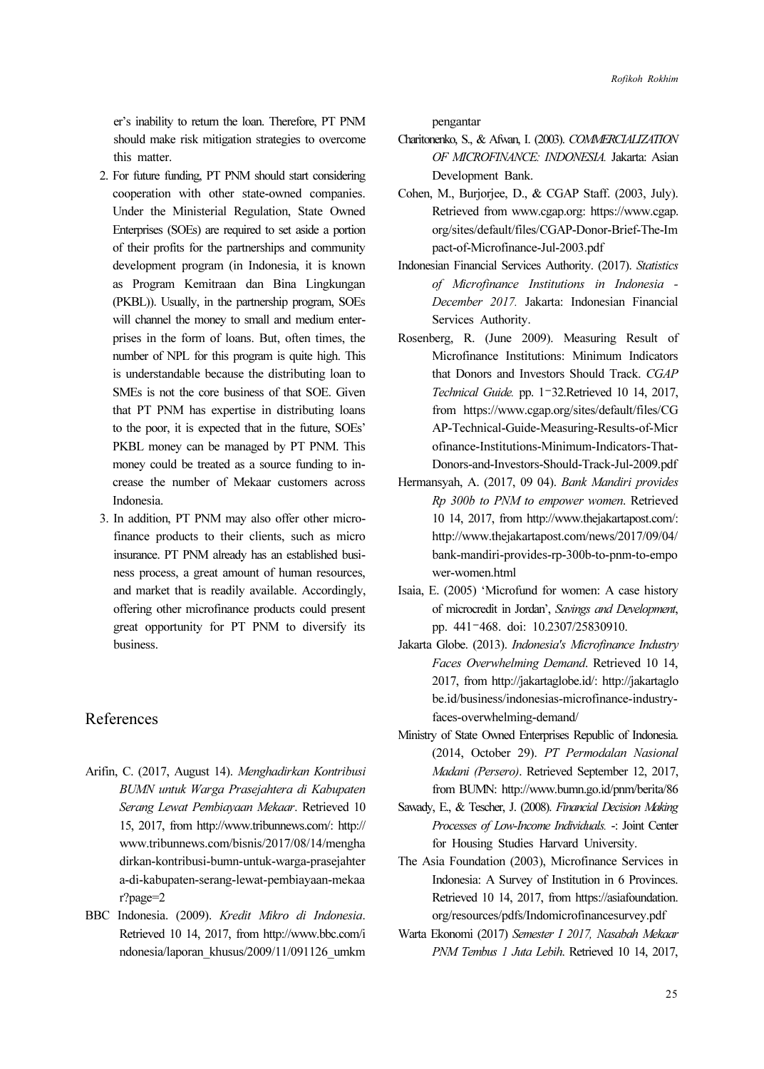er's inability to return the loan. Therefore, PT PNM should make risk mitigation strategies to overcome this matter.

2. For future funding, PT PNM should start considering cooperation with other state-owned companies. Under the Ministerial Regulation, State Owned Enterprises (SOEs) are required to set aside a portion of their profits for the partnerships and community development program (in Indonesia, it is known as Program Kemitraan dan Bina Lingkungan (PKBL)). Usually, in the partnership program, SOEs will channel the money to small and medium enterprises in the form of loans. But, often times, the number of NPL for this program is quite high. This is understandable because the distributing loan to SMEs is not the core business of that SOE. Given that PT PNM has expertise in distributing loans to the poor, it is expected that in the future, SOEs' PKBL money can be managed by PT PNM. This money could be treated as a source funding to increase the number of Mekaar customers across Indonesia.
3. In addition, PT PNM may also offer other microfinance products to their clients, such as micro insurance. PT PNM already has an established business process, a great amount of human resources, and market that is readily available. Accordingly, offering other microfinance products could present great opportunity for PT PNM to diversify its business.

## References

Arifin, C. (2017, August 14). *Menghadirkan Kontribusi BUMN untuk Warga Prasejahtera di Kabupaten Serang Lewat Pembiayaan Mekaar*. Retrieved 10 15, 2017, from http://www.tribunnews.com/: http://www.tribunnews.com/bisnis/2017/08/14/menghadirkan-kontribusi-bumn-untuk-warga-prasejahtera-di-kabupaten-serang-lewat-pembiayaan-mekaar?page=2

BBC Indonesia. (2009). *Kredit Mikro di Indonesia*. Retrieved 10 14, 2017, from http://www.bbc.com/indonesia/laporan_khusus/2009/11/091126_umkmpengantar

Charitonenko, S., & Afwan, I. (2003). *COMMERCIALIZATION OF MICROFINANCE: INDONESIA.* Jakarta: Asian Development Bank.

Cohen, M., Burjorjee, D., & CGAP Staff. (2003, July). Retrieved from www.cgap.org: https://www.cgap.org/sites/default/files/CGAP-Donor-Brief-The-Impact-of-Microfinance-Jul-2003.pdf

Indonesian Financial Services Authority. (2017). *Statistics of Microfinance Institutions in Indonesia - December 2017.* Jakarta: Indonesian Financial Services Authority.

Rosenberg, R. (June 2009). Measuring Result of Microfinance Institutions: Minimum Indicators that Donors and Investors Should Track. *CGAP Technical Guide.* pp. 1-32.Retrieved 10 14, 2017, from https://www.cgap.org/sites/default/files/CGAP-Technical-Guide-Measuring-Results-of-Microfinance-Institutions-Minimum-Indicators-That-Donors-and-Investors-Should-Track-Jul-2009.pdf

Hermansyah, A. (2017, 09 04). *Bank Mandiri provides Rp 300b to PNM to empower women*. Retrieved 10 14, 2017, from http://www.thejakartapost.com/: http://www.thejakartapost.com/news/2017/09/04/bank-mandiri-provides-rp-300b-to-pnm-to-empower-women.html

Isaia, E. (2005) 'Microfund for women: A case history of microcredit in Jordan', *Savings and Development*, pp. 441-468. doi: 10.2307/25830910.

Jakarta Globe. (2013). *Indonesia's Microfinance Industry Faces Overwhelming Demand*. Retrieved 10 14, 2017, from http://jakartaglobe.id/: http://jakartaglobe.id/business/indonesias-microfinance-industry-faces-overwhelming-demand/

Ministry of State Owned Enterprises Republic of Indonesia. (2014, October 29). *PT Permodalan Nasional Madani (Persero)*. Retrieved September 12, 2017, from BUMN: http://www.bumn.go.id/pnm/berita/86

Sawady, E., & Tescher, J. (2008). *Financial Decision Making Processes of Low-Income Individuals.* -: Joint Center for Housing Studies Harvard University.

The Asia Foundation (2003), Microfinance Services in Indonesia: A Survey of Institution in 6 Provinces. Retrieved 10 14, 2017, from https://asiafoundation.org/resources/pdfs/Indomicrofinancesurvey.pdf

Warta Ekonomi (2017) *Semester I 2017, Nasabah Mekaar PNM Tembus 1 Juta Lebih*. Retrieved 10 14, 2017,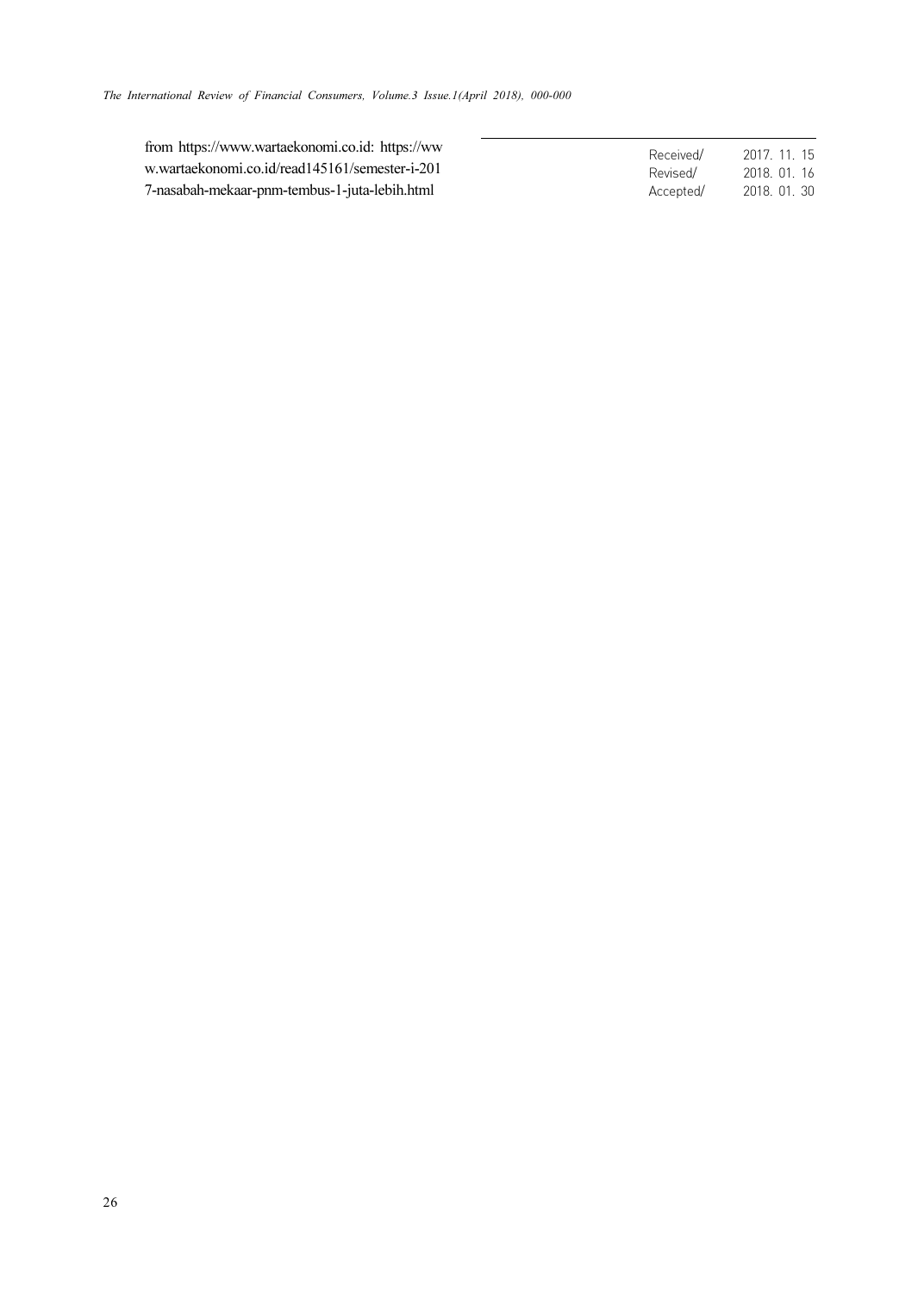from https://www.wartaekonomi.co.id: https://www.wartaekonomi.co.id/read145161/semester-i-2017-nasabah-mekaar-pnm-tembus-1-juta-lebih.html

| | |
|---|---|
| Received/ | 2017. 11. 15 |
| Revised/ | 2018. 01. 16 |
| Accepted/ | 2018. 01. 30 |